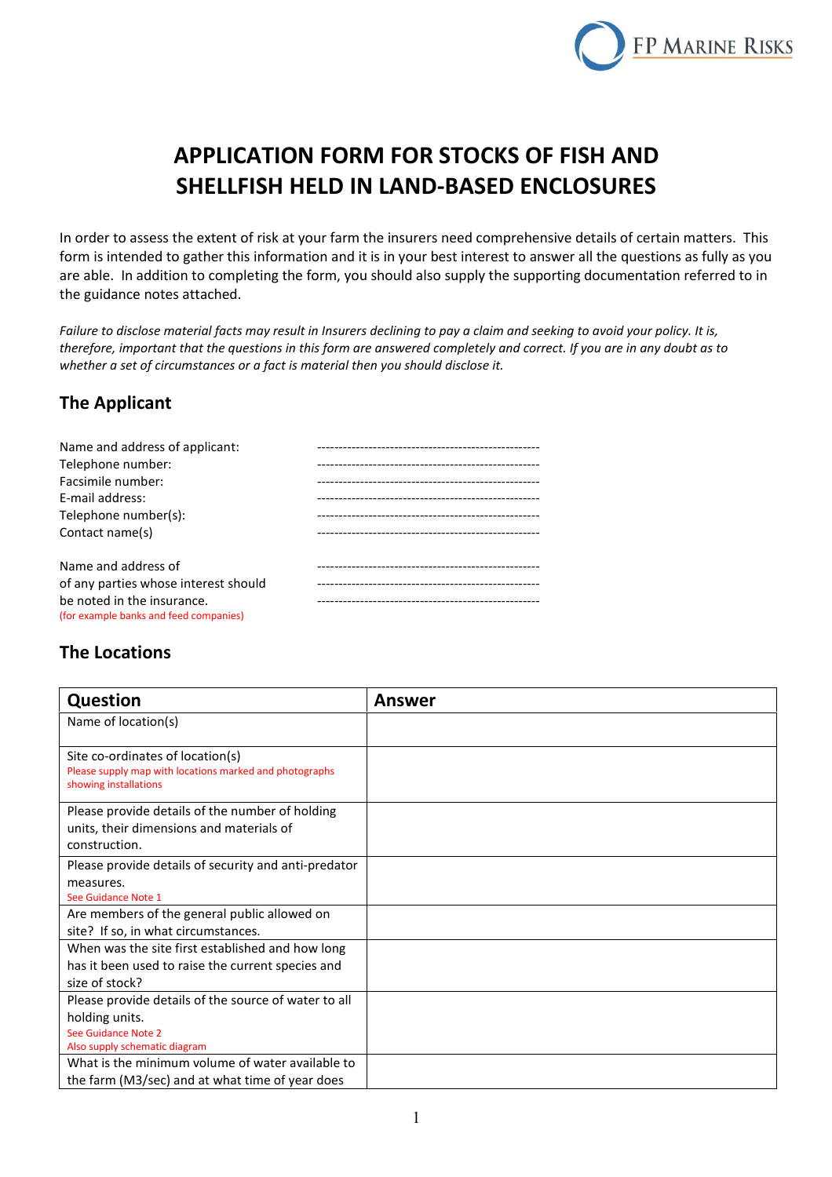# APPLICATION FORM FOR STOCKS OF FISH AND SHELLFISH HELD IN LAND-BASED ENCLOSURES

In order to assess the extent of risk at your farm the insurers need comprehensive details of certain matters. This form is intended to gather this information and it is in your best interest to answer all the questions as fully as you are able. In addition to completing the form, you should also supply the supporting documentation referred to in the guidance notes attached.

*Failure to disclose material facts may result in Insurers declining to pay a claim and seeking to avoid your policy. It is, therefore, important that the questions in this form are answered completely and correct. If you are in any doubt as to whether a set of circumstances or a fact is material then you should disclose it.*

## The Applicant

Name and address of applicant: ---------------------------------------------------

Telephone number: ---------------------------------------------------

Facsimile number: ---------------------------------------------------

E-mail address: ---------------------------------------------------

Telephone number(s): ---------------------------------------------------

Contact name(s) ---------------------------------------------------

Name and address of of any parties whose interest should be noted in the insurance.
(for example banks and feed companies)
---------------------------------------------------
---------------------------------------------------
---------------------------------------------------

## The Locations

| Question | Answer |
|---|---|
| Name of location(s) | |
| Site co-ordinates of location(s)<br>Please supply map with locations marked and photographs showing installations | |
| Please provide details of the number of holding units, their dimensions and materials of construction. | |
| Please provide details of security and anti-predator measures.<br>See Guidance Note 1 | |
| Are members of the general public allowed on site? If so, in what circumstances. | |
| When was the site first established and how long has it been used to raise the current species and size of stock? | |
| Please provide details of the source of water to all holding units.<br>See Guidance Note 2<br>Also supply schematic diagram | |
| What is the minimum volume of water available to the farm (M3/sec) and at what time of year does | |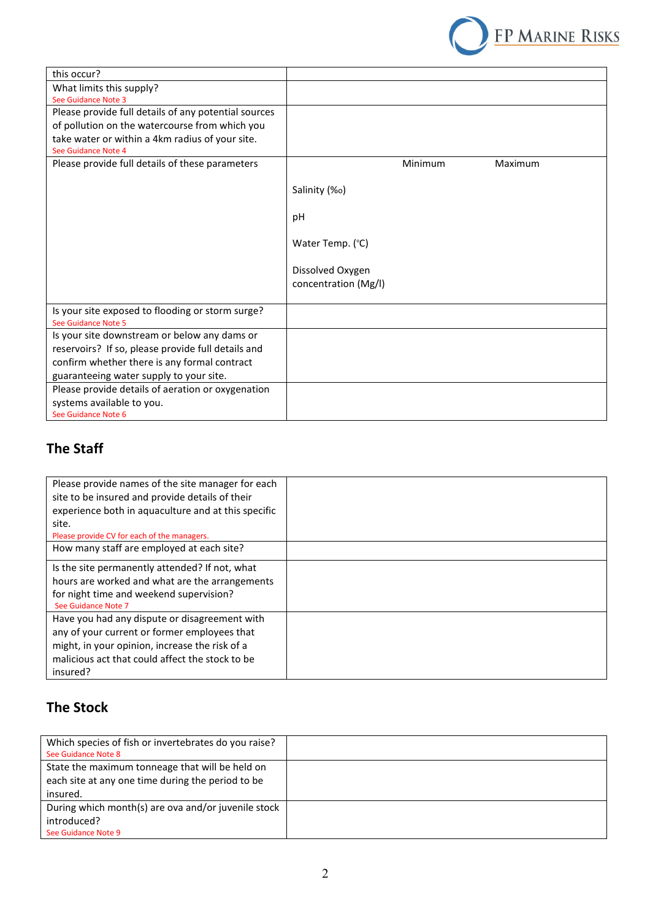| | |
|---|---|
| this occur? | |
| What limits this supply? See Guidance Note 3 | |
| Please provide full details of any potential sources of pollution on the watercourse from which you take water or within a 4km radius of your site. See Guidance Note 4 | |
| Please provide full details of these parameters | Minimum / Maximum<br>Salinity (‰)<br>pH<br>Water Temp. (°C)<br>Dissolved Oxygen concentration (Mg/l) |
| Is your site exposed to flooding or storm surge? See Guidance Note 5 | |
| Is your site downstream or below any dams or reservoirs? If so, please provide full details and confirm whether there is any formal contract guaranteeing water supply to your site. | |
| Please provide details of aeration or oxygenation systems available to you. See Guidance Note 6 | |

## The Staff

| | |
|---|---|
| Please provide names of the site manager for each site to be insured and provide details of their experience both in aquaculture and at this specific site. Please provide CV for each of the managers. | |
| How many staff are employed at each site? | |
| Is the site permanently attended? If not, what hours are worked and what are the arrangements for night time and weekend supervision? See Guidance Note 7 | |
| Have you had any dispute or disagreement with any of your current or former employees that might, in your opinion, increase the risk of a malicious act that could affect the stock to be insured? | |

## The Stock

| | |
|---|---|
| Which species of fish or invertebrates do you raise? See Guidance Note 8 | |
| State the maximum tonneage that will be held on each site at any one time during the period to be insured. | |
| During which month(s) are ova and/or juvenile stock introduced? See Guidance Note 9 | |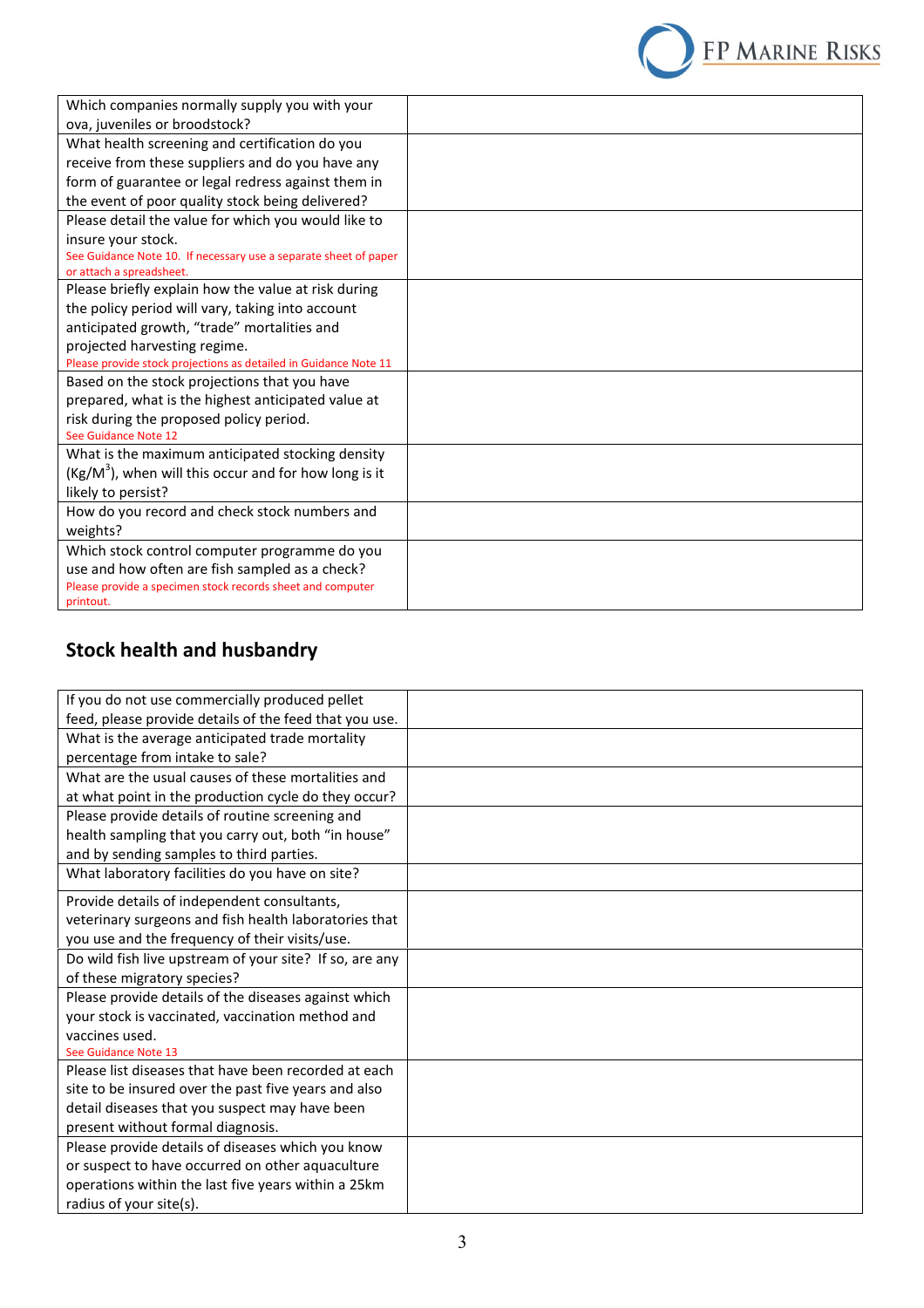| | |
|---|---|
| Which companies normally supply you with your ova, juveniles or broodstock? | |
| What health screening and certification do you receive from these suppliers and do you have any form of guarantee or legal redress against them in the event of poor quality stock being delivered? | |
| Please detail the value for which you would like to insure your stock. See Guidance Note 10. If necessary use a separate sheet of paper or attach a spreadsheet. | |
| Please briefly explain how the value at risk during the policy period will vary, taking into account anticipated growth, "trade" mortalities and projected harvesting regime. Please provide stock projections as detailed in Guidance Note 11 | |
| Based on the stock projections that you have prepared, what is the highest anticipated value at risk during the proposed policy period. See Guidance Note 12 | |
| What is the maximum anticipated stocking density (Kg/M$^3$), when will this occur and for how long is it likely to persist? | |
| How do you record and check stock numbers and weights? | |
| Which stock control computer programme do you use and how often are fish sampled as a check? Please provide a specimen stock records sheet and computer printout. | |

## Stock health and husbandry

| | |
|---|---|
| If you do not use commercially produced pellet feed, please provide details of the feed that you use. | |
| What is the average anticipated trade mortality percentage from intake to sale? | |
| What are the usual causes of these mortalities and at what point in the production cycle do they occur? | |
| Please provide details of routine screening and health sampling that you carry out, both "in house" and by sending samples to third parties. | |
| What laboratory facilities do you have on site? | |
| Provide details of independent consultants, veterinary surgeons and fish health laboratories that you use and the frequency of their visits/use. | |
| Do wild fish live upstream of your site? If so, are any of these migratory species? | |
| Please provide details of the diseases against which your stock is vaccinated, vaccination method and vaccines used. See Guidance Note 13 | |
| Please list diseases that have been recorded at each site to be insured over the past five years and also detail diseases that you suspect may have been present without formal diagnosis. | |
| Please provide details of diseases which you know or suspect to have occurred on other aquaculture operations within the last five years within a 25km radius of your site(s). | |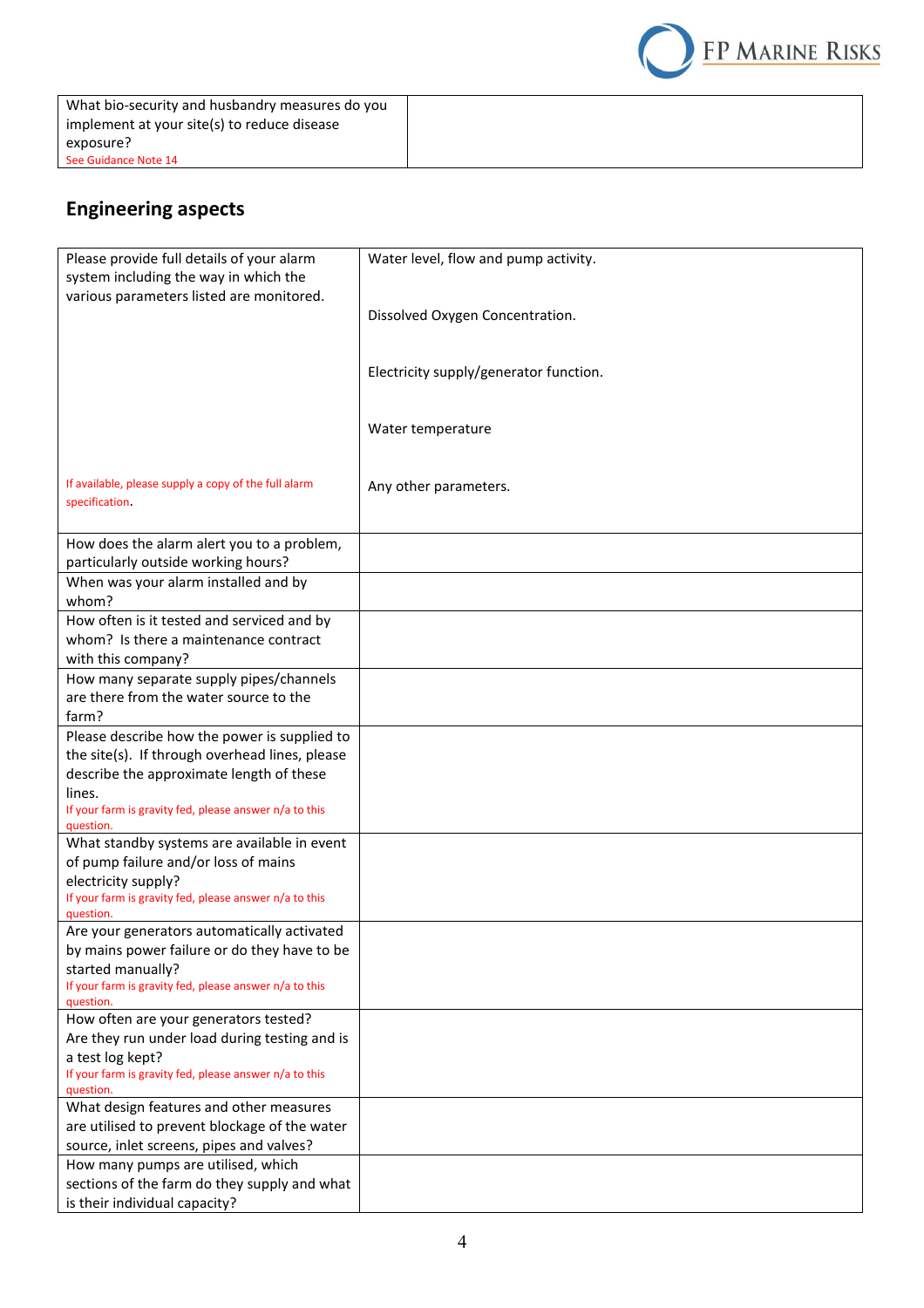| What bio-security and husbandry measures do you implement at your site(s) to reduce disease exposure? See Guidance Note 14 | |
|---|---|

## Engineering aspects

| Please provide full details of your alarm system including the way in which the various parameters listed are monitored. If available, please supply a copy of the full alarm specification. | Water level, flow and pump activity. Dissolved Oxygen Concentration. Electricity supply/generator function. Water temperature Any other parameters. |
|---|---|
| How does the alarm alert you to a problem, particularly outside working hours? | |
| When was your alarm installed and by whom? | |
| How often is it tested and serviced and by whom? Is there a maintenance contract with this company? | |
| How many separate supply pipes/channels are there from the water source to the farm? | |
| Please describe how the power is supplied to the site(s). If through overhead lines, please describe the approximate length of these lines. If your farm is gravity fed, please answer n/a to this question. | |
| What standby systems are available in event of pump failure and/or loss of mains electricity supply? If your farm is gravity fed, please answer n/a to this question. | |
| Are your generators automatically activated by mains power failure or do they have to be started manually? If your farm is gravity fed, please answer n/a to this question. | |
| How often are your generators tested? Are they run under load during testing and is a test log kept? If your farm is gravity fed, please answer n/a to this question. | |
| What design features and other measures are utilised to prevent blockage of the water source, inlet screens, pipes and valves? | |
| How many pumps are utilised, which sections of the farm do they supply and what is their individual capacity? | |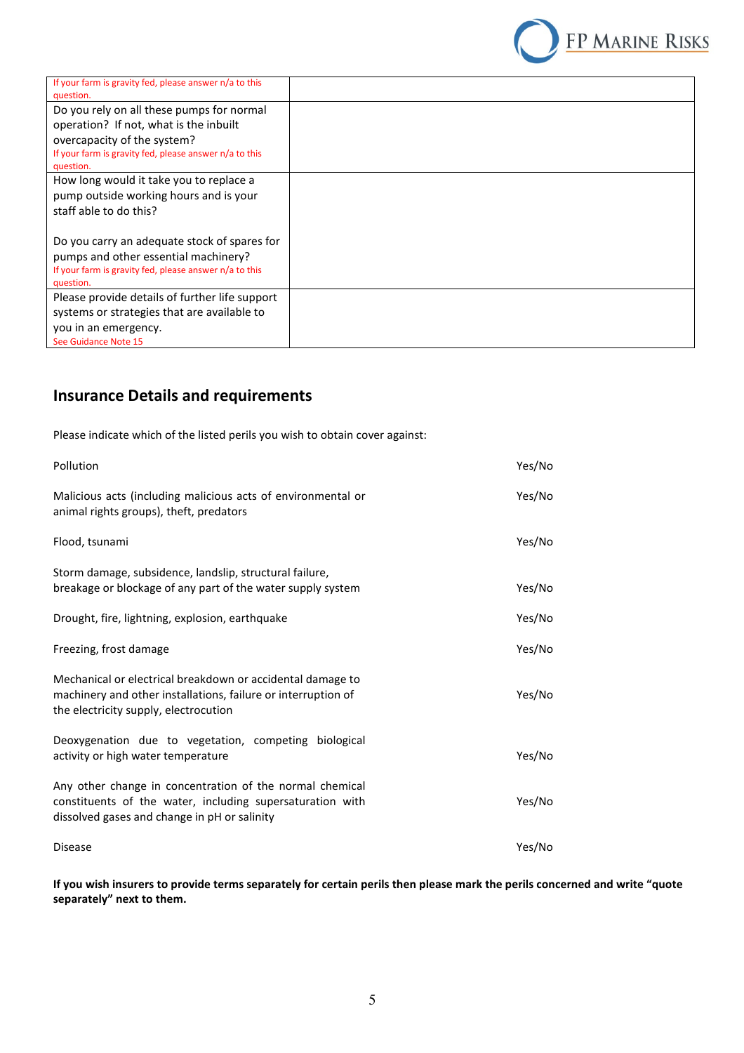| | |
|---|---|
| If your farm is gravity fed, please answer n/a to this question. | |
| Do you rely on all these pumps for normal operation? If not, what is the inbuilt overcapacity of the system? If your farm is gravity fed, please answer n/a to this question. | |
| How long would it take you to replace a pump outside working hours and is your staff able to do this? <br><br> Do you carry an adequate stock of spares for pumps and other essential machinery? If your farm is gravity fed, please answer n/a to this question. | |
| Please provide details of further life support systems or strategies that are available to you in an emergency. See Guidance Note 15 | |

## Insurance Details and requirements

Please indicate which of the listed perils you wish to obtain cover against:

| | |
|---|---|
| Pollution | Yes/No |
| Malicious acts (including malicious acts of environmental or animal rights groups), theft, predators | Yes/No |
| Flood, tsunami | Yes/No |
| Storm damage, subsidence, landslip, structural failure, breakage or blockage of any part of the water supply system | Yes/No |
| Drought, fire, lightning, explosion, earthquake | Yes/No |
| Freezing, frost damage | Yes/No |
| Mechanical or electrical breakdown or accidental damage to machinery and other installations, failure or interruption of the electricity supply, electrocution | Yes/No |
| Deoxygenation due to vegetation, competing biological activity or high water temperature | Yes/No |
| Any other change in concentration of the normal chemical constituents of the water, including supersaturation with dissolved gases and change in pH or salinity | Yes/No |
| Disease | Yes/No |

**If you wish insurers to provide terms separately for certain perils then please mark the perils concerned and write "quote separately" next to them.**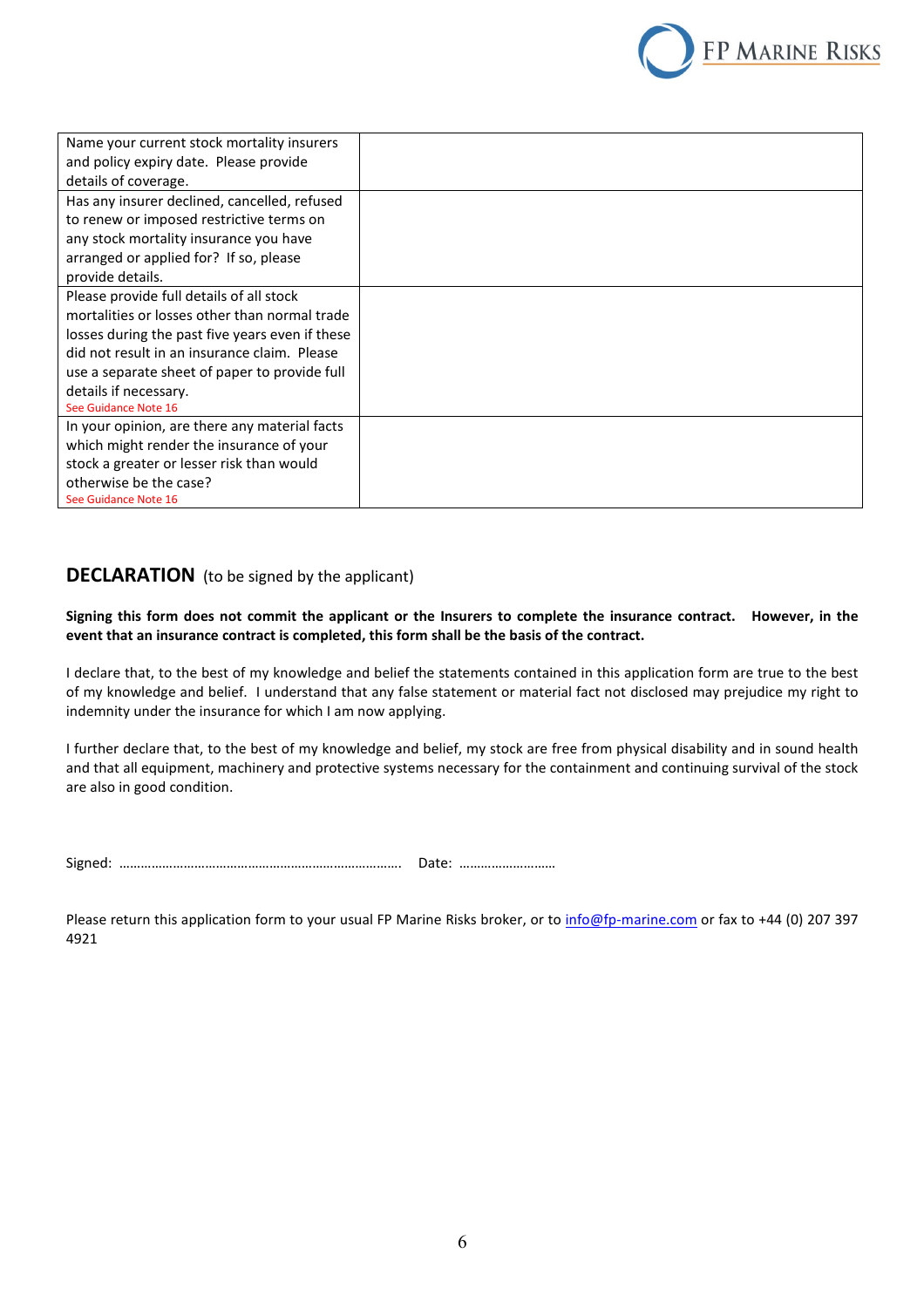| | |
|---|---|
| Name your current stock mortality insurers and policy expiry date. Please provide details of coverage. | |
| Has any insurer declined, cancelled, refused to renew or imposed restrictive terms on any stock mortality insurance you have arranged or applied for? If so, please provide details. | |
| Please provide full details of all stock mortalities or losses other than normal trade losses during the past five years even if these did not result in an insurance claim. Please use a separate sheet of paper to provide full details if necessary. See Guidance Note 16 | |
| In your opinion, are there any material facts which might render the insurance of your stock a greater or lesser risk than would otherwise be the case? See Guidance Note 16 | |

## DECLARATION (to be signed by the applicant)

**Signing this form does not commit the applicant or the Insurers to complete the insurance contract. However, in the event that an insurance contract is completed, this form shall be the basis of the contract.**

I declare that, to the best of my knowledge and belief the statements contained in this application form are true to the best of my knowledge and belief. I understand that any false statement or material fact not disclosed may prejudice my right to indemnity under the insurance for which I am now applying.

I further declare that, to the best of my knowledge and belief, my stock are free from physical disability and in sound health and that all equipment, machinery and protective systems necessary for the containment and continuing survival of the stock are also in good condition.

Signed: ………………………………………………………………………. Date: ………………………

Please return this application form to your usual FP Marine Risks broker, or to info@fp-marine.com or fax to +44 (0) 207 397 4921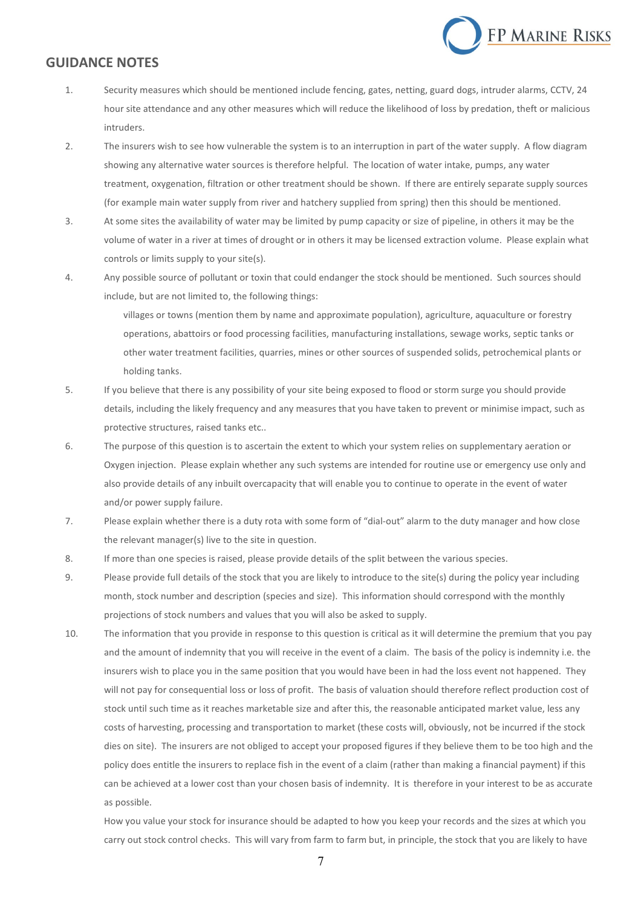## GUIDANCE NOTES

1. Security measures which should be mentioned include fencing, gates, netting, guard dogs, intruder alarms, CCTV, 24 hour site attendance and any other measures which will reduce the likelihood of loss by predation, theft or malicious intruders.
2. The insurers wish to see how vulnerable the system is to an interruption in part of the water supply. A flow diagram showing any alternative water sources is therefore helpful. The location of water intake, pumps, any water treatment, oxygenation, filtration or other treatment should be shown. If there are entirely separate supply sources (for example main water supply from river and hatchery supplied from spring) then this should be mentioned.
3. At some sites the availability of water may be limited by pump capacity or size of pipeline, in others it may be the volume of water in a river at times of drought or in others it may be licensed extraction volume. Please explain what controls or limits supply to your site(s).
4. Any possible source of pollutant or toxin that could endanger the stock should be mentioned. Such sources should include, but are not limited to, the following things:

   villages or towns (mention them by name and approximate population), agriculture, aquaculture or forestry operations, abattoirs or food processing facilities, manufacturing installations, sewage works, septic tanks or other water treatment facilities, quarries, mines or other sources of suspended solids, petrochemical plants or holding tanks.
5. If you believe that there is any possibility of your site being exposed to flood or storm surge you should provide details, including the likely frequency and any measures that you have taken to prevent or minimise impact, such as protective structures, raised tanks etc..
6. The purpose of this question is to ascertain the extent to which your system relies on supplementary aeration or Oxygen injection. Please explain whether any such systems are intended for routine use or emergency use only and also provide details of any inbuilt overcapacity that will enable you to continue to operate in the event of water and/or power supply failure.
7. Please explain whether there is a duty rota with some form of "dial-out" alarm to the duty manager and how close the relevant manager(s) live to the site in question.
8. If more than one species is raised, please provide details of the split between the various species.
9. Please provide full details of the stock that you are likely to introduce to the site(s) during the policy year including month, stock number and description (species and size). This information should correspond with the monthly projections of stock numbers and values that you will also be asked to supply.
10. The information that you provide in response to this question is critical as it will determine the premium that you pay and the amount of indemnity that you will receive in the event of a claim. The basis of the policy is indemnity i.e. the insurers wish to place you in the same position that you would have been in had the loss event not happened. They will not pay for consequential loss or loss of profit. The basis of valuation should therefore reflect production cost of stock until such time as it reaches marketable size and after this, the reasonable anticipated market value, less any costs of harvesting, processing and transportation to market (these costs will, obviously, not be incurred if the stock dies on site). The insurers are not obliged to accept your proposed figures if they believe them to be too high and the policy does entitle the insurers to replace fish in the event of a claim (rather than making a financial payment) if this can be achieved at a lower cost than your chosen basis of indemnity. It is therefore in your interest to be as accurate as possible.

    How you value your stock for insurance should be adapted to how you keep your records and the sizes at which you carry out stock control checks. This will vary from farm to farm but, in principle, the stock that you are likely to have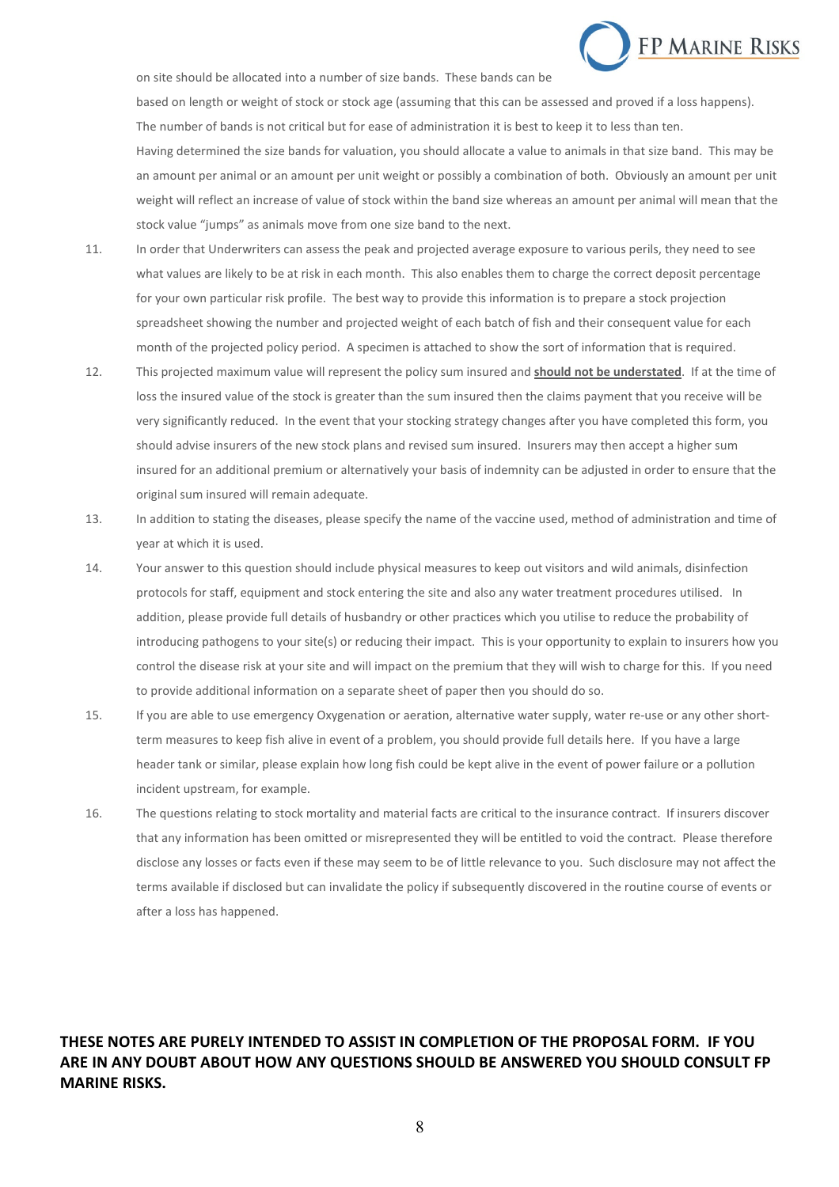on site should be allocated into a number of size bands. These bands can be based on length or weight of stock or stock age (assuming that this can be assessed and proved if a loss happens). The number of bands is not critical but for ease of administration it is best to keep it to less than ten.

Having determined the size bands for valuation, you should allocate a value to animals in that size band. This may be an amount per animal or an amount per unit weight or possibly a combination of both. Obviously an amount per unit weight will reflect an increase of value of stock within the band size whereas an amount per animal will mean that the stock value "jumps" as animals move from one size band to the next.

11. In order that Underwriters can assess the peak and projected average exposure to various perils, they need to see what values are likely to be at risk in each month. This also enables them to charge the correct deposit percentage for your own particular risk profile. The best way to provide this information is to prepare a stock projection spreadsheet showing the number and projected weight of each batch of fish and their consequent value for each month of the projected policy period. A specimen is attached to show the sort of information that is required.

12. This projected maximum value will represent the policy sum insured and **should not be understated**. If at the time of loss the insured value of the stock is greater than the sum insured then the claims payment that you receive will be very significantly reduced. In the event that your stocking strategy changes after you have completed this form, you should advise insurers of the new stock plans and revised sum insured. Insurers may then accept a higher sum insured for an additional premium or alternatively your basis of indemnity can be adjusted in order to ensure that the original sum insured will remain adequate.

13. In addition to stating the diseases, please specify the name of the vaccine used, method of administration and time of year at which it is used.

14. Your answer to this question should include physical measures to keep out visitors and wild animals, disinfection protocols for staff, equipment and stock entering the site and also any water treatment procedures utilised. In addition, please provide full details of husbandry or other practices which you utilise to reduce the probability of introducing pathogens to your site(s) or reducing their impact. This is your opportunity to explain to insurers how you control the disease risk at your site and will impact on the premium that they will wish to charge for this. If you need to provide additional information on a separate sheet of paper then you should do so.

15. If you are able to use emergency Oxygenation or aeration, alternative water supply, water re-use or any other short-term measures to keep fish alive in event of a problem, you should provide full details here. If you have a large header tank or similar, please explain how long fish could be kept alive in the event of power failure or a pollution incident upstream, for example.

16. The questions relating to stock mortality and material facts are critical to the insurance contract. If insurers discover that any information has been omitted or misrepresented they will be entitled to void the contract. Please therefore disclose any losses or facts even if these may seem to be of little relevance to you. Such disclosure may not affect the terms available if disclosed but can invalidate the policy if subsequently discovered in the routine course of events or after a loss has happened.

**THESE NOTES ARE PURELY INTENDED TO ASSIST IN COMPLETION OF THE PROPOSAL FORM. IF YOU ARE IN ANY DOUBT ABOUT HOW ANY QUESTIONS SHOULD BE ANSWERED YOU SHOULD CONSULT FP MARINE RISKS.**